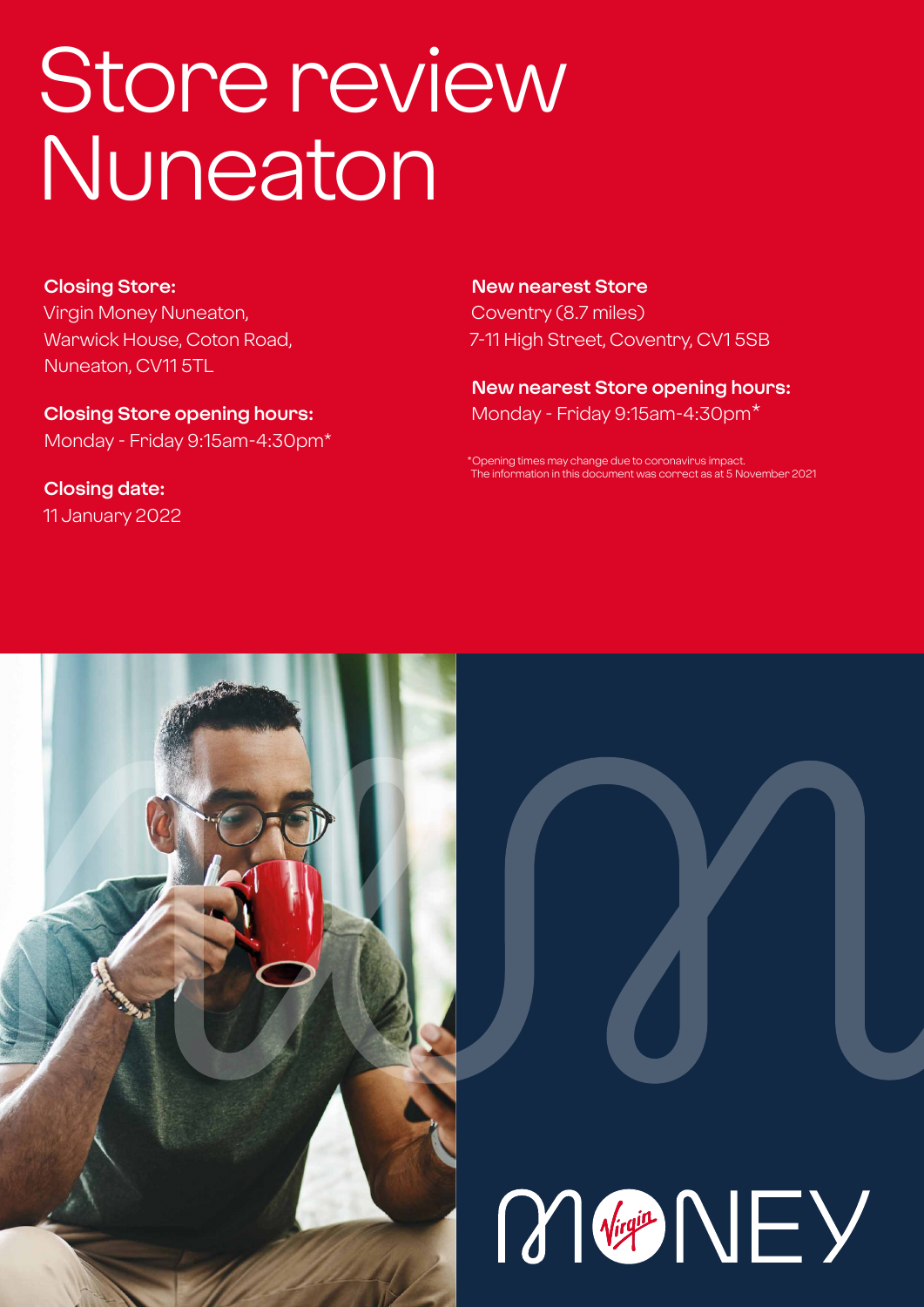# Store review Nuneaton

**Closing Store:**
Virgin Money Nuneaton,
Warwick House, Coton Road,
Nuneaton, CV11 5TL

**Closing Store opening hours:**
Monday - Friday 9:15am-4:30pm*

**Closing date:**
11 January 2022

**New nearest Store**
Coventry (8.7 miles)
7-11 High Street, Coventry, CV1 5SB

**New nearest Store opening hours:**
Monday - Friday 9:15am-4:30pm*

*Opening times may change due to coronavirus impact.
The information in this document was correct as at 5 November 2021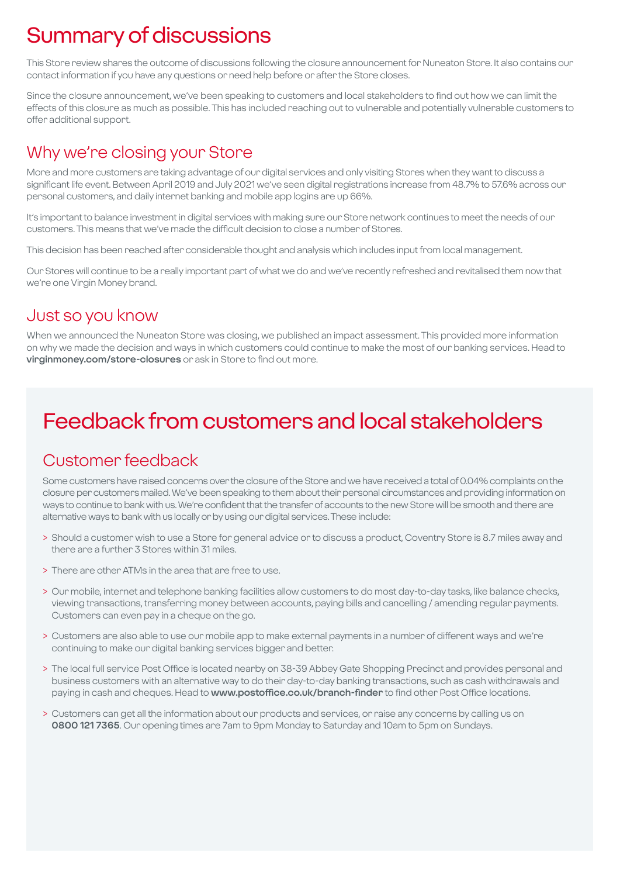# Summary of discussions

This Store review shares the outcome of discussions following the closure announcement for Nuneaton Store. It also contains our contact information if you have any questions or need help before or after the Store closes.

Since the closure announcement, we've been speaking to customers and local stakeholders to find out how we can limit the effects of this closure as much as possible. This has included reaching out to vulnerable and potentially vulnerable customers to offer additional support.

## Why we're closing your Store

More and more customers are taking advantage of our digital services and only visiting Stores when they want to discuss a significant life event. Between April 2019 and July 2021 we've seen digital registrations increase from 48.7% to 57.6% across our personal customers, and daily internet banking and mobile app logins are up 66%.

It's important to balance investment in digital services with making sure our Store network continues to meet the needs of our customers. This means that we've made the difficult decision to close a number of Stores.

This decision has been reached after considerable thought and analysis which includes input from local management.

Our Stores will continue to be a really important part of what we do and we've recently refreshed and revitalised them now that we're one Virgin Money brand.

## Just so you know

When we announced the Nuneaton Store was closing, we published an impact assessment. This provided more information on why we made the decision and ways in which customers could continue to make the most of our banking services. Head to **virginmoney.com/store-closures** or ask in Store to find out more.

# Feedback from customers and local stakeholders

## Customer feedback

Some customers have raised concerns over the closure of the Store and we have received a total of 0.04% complaints on the closure per customers mailed. We've been speaking to them about their personal circumstances and providing information on ways to continue to bank with us. We're confident that the transfer of accounts to the new Store will be smooth and there are alternative ways to bank with us locally or by using our digital services. These include:

- Should a customer wish to use a Store for general advice or to discuss a product, Coventry Store is 8.7 miles away and there are a further 3 Stores within 31 miles.
- There are other ATMs in the area that are free to use.
- Our mobile, internet and telephone banking facilities allow customers to do most day-to-day tasks, like balance checks, viewing transactions, transferring money between accounts, paying bills and cancelling / amending regular payments. Customers can even pay in a cheque on the go.
- Customers are also able to use our mobile app to make external payments in a number of different ways and we're continuing to make our digital banking services bigger and better.
- The local full service Post Office is located nearby on 38-39 Abbey Gate Shopping Precinct and provides personal and business customers with an alternative way to do their day-to-day banking transactions, such as cash withdrawals and paying in cash and cheques. Head to **www.postoffice.co.uk/branch-finder** to find other Post Office locations.
- Customers can get all the information about our products and services, or raise any concerns by calling us on **0800 121 7365**. Our opening times are 7am to 9pm Monday to Saturday and 10am to 5pm on Sundays.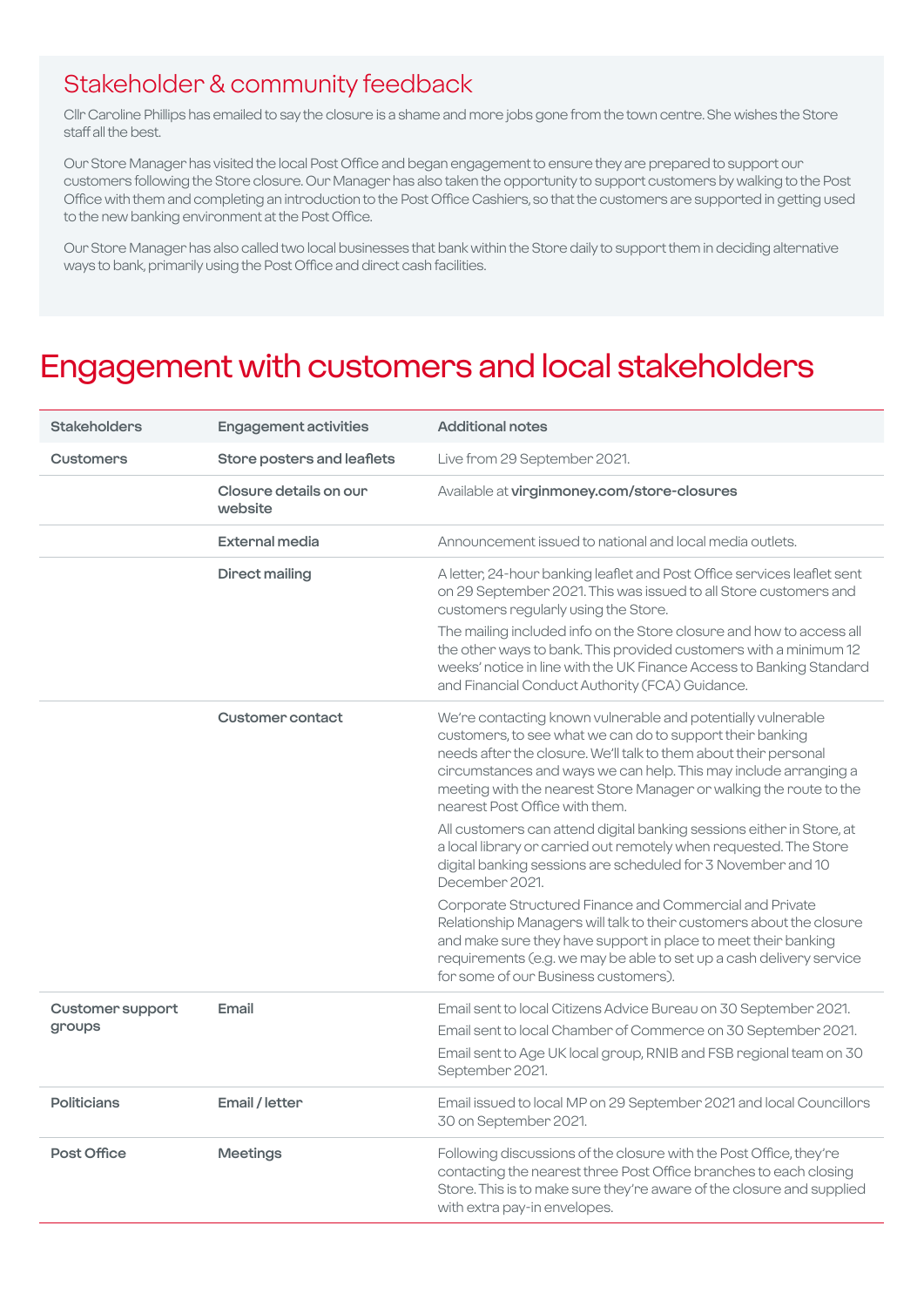## Stakeholder & community feedback

Cllr Caroline Phillips has emailed to say the closure is a shame and more jobs gone from the town centre. She wishes the Store staff all the best.

Our Store Manager has visited the local Post Office and began engagement to ensure they are prepared to support our customers following the Store closure. Our Manager has also taken the opportunity to support customers by walking to the Post Office with them and completing an introduction to the Post Office Cashiers, so that the customers are supported in getting used to the new banking environment at the Post Office.

Our Store Manager has also called two local businesses that bank within the Store daily to support them in deciding alternative ways to bank, primarily using the Post Office and direct cash facilities.

# Engagement with customers and local stakeholders

| Stakeholders | Engagement activities | Additional notes |
|---|---|---|
| **Customers** | **Store posters and leaflets** | Live from 29 September 2021. |
| | **Closure details on our website** | Available at **virginmoney.com/store-closures** |
| | **External media** | Announcement issued to national and local media outlets. |
| | **Direct mailing** | A letter, 24-hour banking leaflet and Post Office services leaflet sent on 29 September 2021. This was issued to all Store customers and customers regularly using the Store.<br><br>The mailing included info on the Store closure and how to access all the other ways to bank. This provided customers with a minimum 12 weeks' notice in line with the UK Finance Access to Banking Standard and Financial Conduct Authority (FCA) Guidance. |
| | **Customer contact** | We're contacting known vulnerable and potentially vulnerable customers, to see what we can do to support their banking needs after the closure. We'll talk to them about their personal circumstances and ways we can help. This may include arranging a meeting with the nearest Store Manager or walking the route to the nearest Post Office with them.<br><br>All customers can attend digital banking sessions either in Store, at a local library or carried out remotely when requested. The Store digital banking sessions are scheduled for 3 November and 10 December 2021.<br><br>Corporate Structured Finance and Commercial and Private Relationship Managers will talk to their customers about the closure and make sure they have support in place to meet their banking requirements (e.g. we may be able to set up a cash delivery service for some of our Business customers). |
| **Customer support groups** | **Email** | Email sent to local Citizens Advice Bureau on 30 September 2021.<br><br>Email sent to local Chamber of Commerce on 30 September 2021.<br><br>Email sent to Age UK local group, RNIB and FSB regional team on 30 September 2021. |
| **Politicians** | **Email / letter** | Email issued to local MP on 29 September 2021 and local Councillors 30 on September 2021. |
| **Post Office** | **Meetings** | Following discussions of the closure with the Post Office, they're contacting the nearest three Post Office branches to each closing Store. This is to make sure they're aware of the closure and supplied with extra pay-in envelopes. |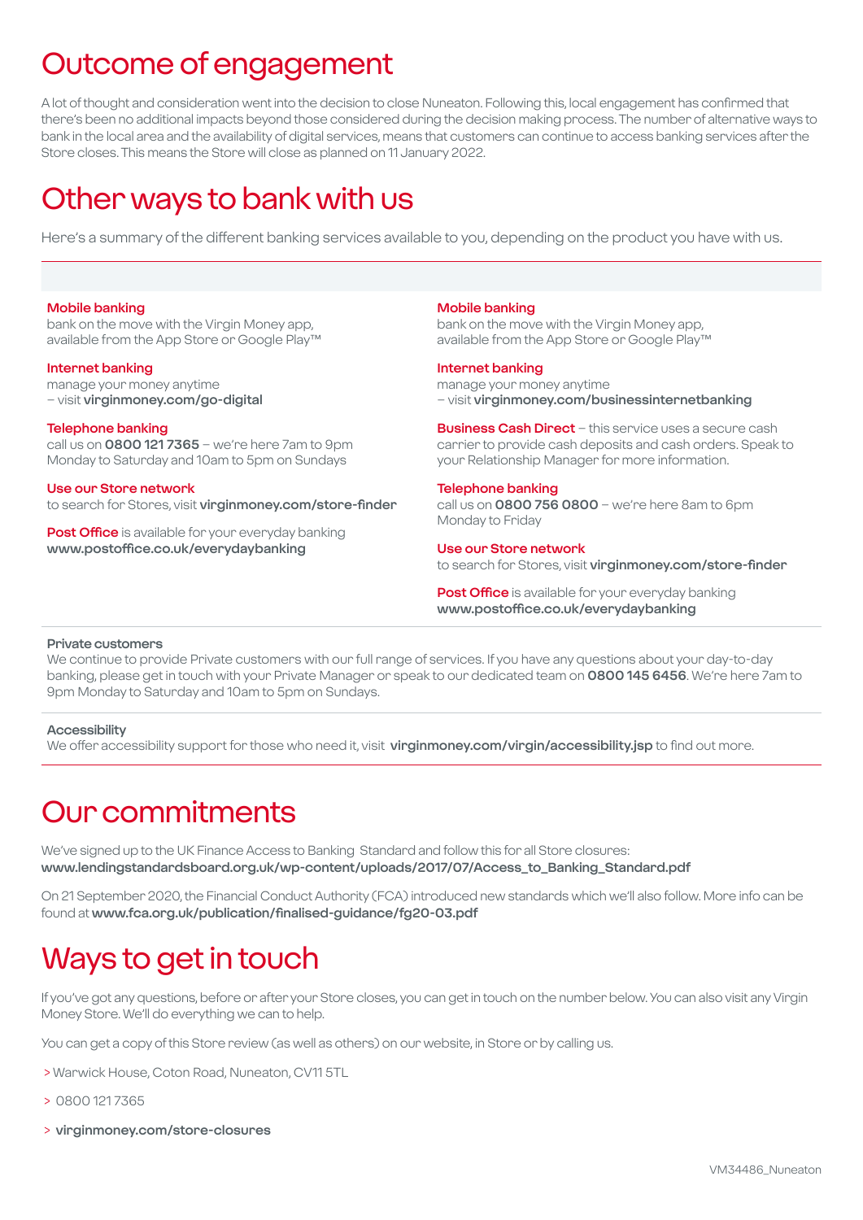# Outcome of engagement

A lot of thought and consideration went into the decision to close Nuneaton. Following this, local engagement has confirmed that there's been no additional impacts beyond those considered during the decision making process. The number of alternative ways to bank in the local area and the availability of digital services, means that customers can continue to access banking services after the Store closes. This means the Store will close as planned on 11 January 2022.

# Other ways to bank with us

Here's a summary of the different banking services available to you, depending on the product you have with us.

**Mobile banking**
bank on the move with the Virgin Money app, available from the App Store or Google Play™

**Internet banking**
manage your money anytime – visit **virginmoney.com/go-digital**

**Telephone banking**
call us on **0800 121 7365** – we're here 7am to 9pm Monday to Saturday and 10am to 5pm on Sundays

**Use our Store network**
to search for Stores, visit **virginmoney.com/store-finder**

**Post Office** is available for your everyday banking **www.postoffice.co.uk/everydaybanking**

**Mobile banking**
bank on the move with the Virgin Money app, available from the App Store or Google Play™

**Internet banking**
manage your money anytime – visit **virginmoney.com/businessinternetbanking**

**Business Cash Direct** – this service uses a secure cash carrier to provide cash deposits and cash orders. Speak to your Relationship Manager for more information.

**Telephone banking**
call us on **0800 756 0800** – we're here 8am to 6pm Monday to Friday

**Use our Store network**
to search for Stores, visit **virginmoney.com/store-finder**

**Post Office** is available for your everyday banking **www.postoffice.co.uk/everydaybanking**

**Private customers**
We continue to provide Private customers with our full range of services. If you have any questions about your day-to-day banking, please get in touch with your Private Manager or speak to our dedicated team on **0800 145 6456**. We're here 7am to 9pm Monday to Saturday and 10am to 5pm on Sundays.

**Accessibility**
We offer accessibility support for those who need it, visit **virginmoney.com/virgin/accessibility.jsp** to find out more.

# Our commitments

We've signed up to the UK Finance Access to Banking Standard and follow this for all Store closures: **www.lendingstandardsboard.org.uk/wp-content/uploads/2017/07/Access_to_Banking_Standard.pdf**

On 21 September 2020, the Financial Conduct Authority (FCA) introduced new standards which we'll also follow. More info can be found at **www.fca.org.uk/publication/finalised-guidance/fg20-03.pdf**

# Ways to get in touch

If you've got any questions, before or after your Store closes, you can get in touch on the number below. You can also visit any Virgin Money Store. We'll do everything we can to help.

You can get a copy of this Store review (as well as others) on our website, in Store or by calling us.

> Warwick House, Coton Road, Nuneaton, CV11 5TL

> 0800 121 7365

> **virginmoney.com/store-closures**

VM34486_Nuneaton